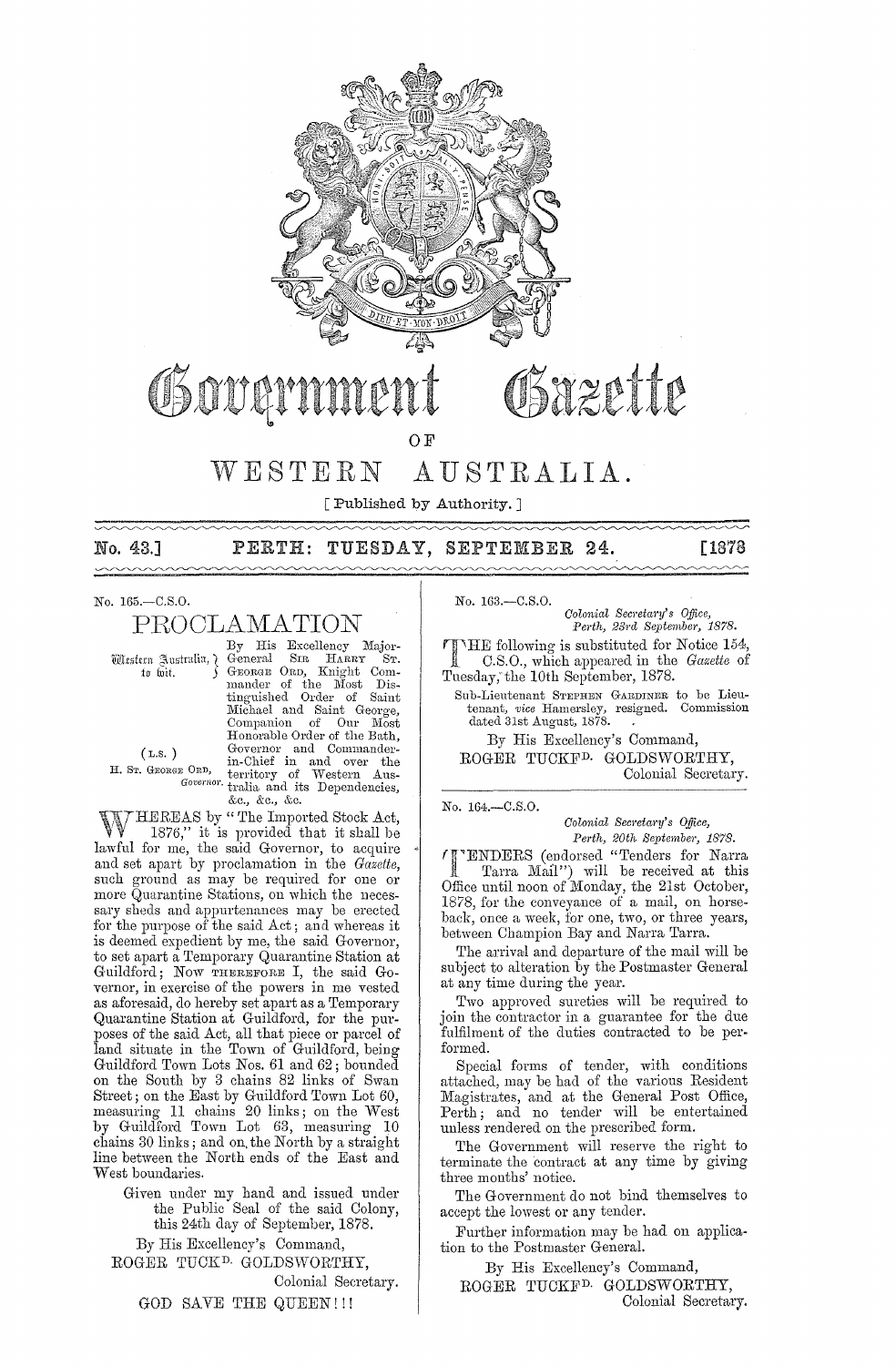# Government Gazette

OF

# WESTERN AUSTRALIA.

[ Published by Authority. ]

**No. 43.] PERTH: TUESDAY, SEPTEMBER 24. [1878**

---

No. 165.—C.S.O.

## PROCLAMATION

Western Australia, to wit.

(L.S.)

H. St. George Ord, Governor.

By His Excellency Major-General Sir Harry St. George Ord, Knight Commander of the Most Distinguished Order of Saint Michael and Saint George, Companion of Our Most Honorable Order of the Bath, Governor and Commander-in-Chief in and over the territory of Western Australia and its Dependencies, &c., &c., &c.

WHEREAS by "The Imported Stock Act, 1876," it is provided that it shall be lawful for me, the said Governor, to acquire and set apart by proclamation in the *Gazette*, such ground as may be required for one or more Quarantine Stations, on which the necessary sheds and appurtenances may be erected for the purpose of the said Act; and whereas it is deemed expedient by me, the said Governor, to set apart a Temporary Quarantine Station at Guildford; Now THEREFORE I, the said Governor, in exercise of the powers in me vested as aforesaid, do hereby set apart as a Temporary Quarantine Station at Guildford, for the purposes of the said Act, all that piece or parcel of land situate in the Town of Guildford, being Guildford Town Lots Nos. 61 and 62; bounded on the South by 3 chains 82 links of Swan Street; on the East by Guildford Town Lot 60, measuring 11 chains 20 links; on the West by Guildford Town Lot 63, measuring 10 chains 30 links; and on the North by a straight line between the North ends of the East and West boundaries.

Given under my hand and issued under the Public Seal of the said Colony, this 24th day of September, 1878.

By His Excellency's Command,
ROGER TUCKD. GOLDSWORTHY,
Colonial Secretary.

GOD SAVE THE QUEEN!!!

---

No. 163.—C.S.O.

*Colonial Secretary's Office,*
*Perth, 23rd September, 1878.*

THE following is substituted for Notice 154, C.S.O., which appeared in the *Gazette* of Tuesday, the 10th September, 1878.

Sub-Lieutenant STEPHEN GARDINER to be Lieutenant, *vice* Hamersley, resigned. Commission dated 31st August, 1878.

By His Excellency's Command,
ROGER TUCKFD. GOLDSWORTHY,
Colonial Secretary.

---

No. 164.—C.S.O.

*Colonial Secretary's Office,*
*Perth, 20th September, 1878.*

TENDERS (endorsed "Tenders for Narra Tarra Mail") will be received at this Office until noon of Monday, the 21st October, 1878, for the conveyance of a mail, on horseback, once a week, for one, two, or three years, between Champion Bay and Narra Tarra.

The arrival and departure of the mail will be subject to alteration by the Postmaster General at any time during the year.

Two approved sureties will be required to join the contractor in a guarantee for the due fulfilment of the duties contracted to be performed.

Special forms of tender, with conditions attached, may be had of the various Resident Magistrates, and at the General Post Office, Perth; and no tender will be entertained unless rendered on the prescribed form.

The Government will reserve the right to terminate the contract at any time by giving three months' notice.

The Government do not bind themselves to accept the lowest or any tender.

Further information may be had on application to the Postmaster General.

By His Excellency's Command,
ROGER TUCKFD. GOLDSWORTHY,
Colonial Secretary.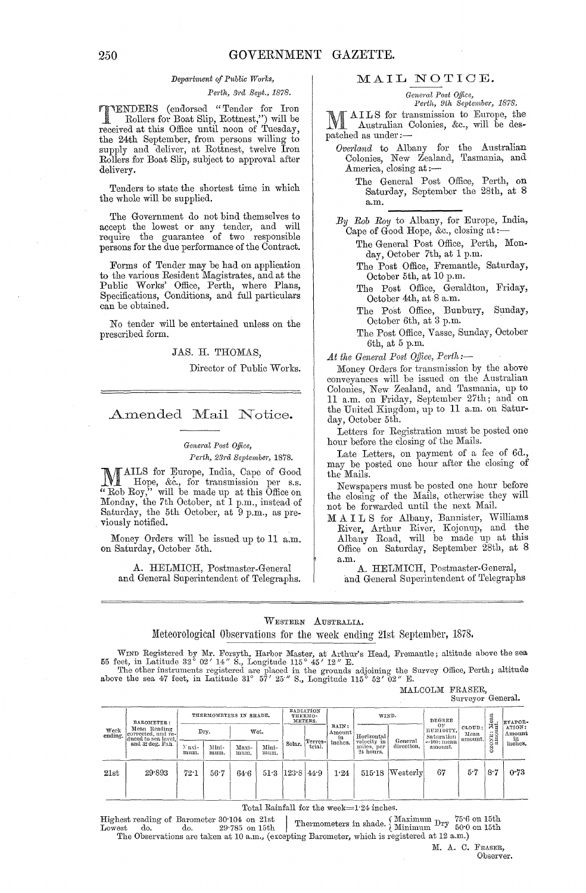*Department of Public Works,*
*Perth, 3rd Sept., 1878.*

TENDERS (endorsed "Tender for Iron Rollers for Boat Slip, Rottnest,") will be received at this Office until noon of Tuesday, the 24th September, from persons willing to supply and deliver, at Rottnest, twelve Iron Rollers for Boat Slip, subject to approval after delivery.

Tenders to state the shortest time in which the whole will be supplied.

The Government do not bind themselves to accept the lowest or any tender, and will require the guarantee of two responsible persons for the due performance of the Contract.

Forms of Tender may be had on application to the various Resident Magistrates, and at the Public Works' Office, Perth, where Plans, Specifications, Conditions, and full particulars can be obtained.

No tender will be entertained unless on the prescribed form.

JAS. H. THOMAS,
Director of Public Works.

## Amended Mail Notice.

*General Post Office,*
*Perth, 23rd September, 1878.*

MAILS for Europe, India, Cape of Good Hope, &c., for transmission per s.s. "Rob Roy," will be made up at this Office on Monday, the 7th October, at 1 p.m., instead of Saturday, the 5th October, at 9 p.m., as previously notified.

Money Orders will be issued up to 11 a.m. on Saturday, October 5th.

A. HELMICH, Postmaster-General
and General Superintendent of Telegraphs.

## MAIL NOTICE.

*General Post Office,*
*Perth, 9th September, 1878.*

MAILS for transmission to Europe, the Australian Colonies, &c., will be despatched as under:—

*Overland* to Albany for the Australian Colonies, New Zealand, Tasmania, and America, closing at:—

The General Post Office, Perth, on Saturday, September the 28th, at 8 a.m.

*By Rob Roy* to Albany, for Europe, India, Cape of Good Hope, &c., closing at:—

The General Post Office, Perth, Monday, October 7th, at 1 p.m.

The Post Office, Fremantle, Saturday, October 5th, at 10 p.m.

The Post Office, Geraldton, Friday, October 4th, at 8 a.m.

The Post Office, Bunbury, Sunday, October 6th, at 3 p.m.

The Post Office, Vasse, Sunday, October 6th, at 5 p.m.

*At the General Post Office, Perth:*—

Money Orders for transmission by the above conveyances will be issued on the Australian Colonies, New Zealand, and Tasmania, up to 11 a.m. on Friday, September 27th; and on the United Kingdom, up to 11 a.m. on Saturday, October 5th.

Letters for Registration must be posted one hour before the closing of the Mails.

Late Letters, on payment of a fee of 6d., may be posted one hour after the closing of the Mails.

Newspapers must be posted one hour before the closing of the Mails, otherwise they will not be forwarded until the next Mail.

MAILS for Albany, Bannister, Williams River, Arthur River, Kojonup, and the Albany Road, will be made up at this Office on Saturday, September 28th, at 8 a.m.

A. HELMICH, Postmaster-General,
and General Superintendent of Telegraphs

## Western Australia.

### Meteorological Observations for the week ending 21st September, 1878.

WIND Registered by Mr. Forsyth, Harbor Master, at Arthur's Head, Fremantle; altitude above the sea 55 feet, in Latitude 32° 02′ 14″ S., Longitude 115° 45′ 12″ E.

The other instruments registered are placed in the grounds adjoining the Survey Office, Perth; altitude above the sea 47 feet, in Latitude 31° 57′ 25″ S., Longitude 115° 52′ 02″ E.

MALCOLM FRASER,
Surveyor General.

| Week ending. | Barometer: Mean Reading corrected, and reduced to sea level, and 32 deg. Fah. | Thermometers in Shade. | | | | Radiation Thermometers. | | Rain: Amount in inches. | Wind. | | Degree of Humidity, Saturation =100: mean amount. | Cloud: Mean amount. | Ozone: Mean amount. | Evaporation: Amount in inches. |
|---|---|---|---|---|---|---|---|---|---|---|---|---|---|---|
| | | Dry. | | Wet. | | | | | | | | | | |
| | | Maximum. | Minimum. | Maximum. | Minimum. | Solar. | Terrestrial. | | Horizontal velocity in miles, per 24 hours. | General direction. | | | | |
| 21st | 29·893 | 72·1 | 56·7 | 64·6 | 51·3 | 123·8 | 44·9 | 1·24 | 515·18 | Westerly | 67 | 5·7 | 8·7 | 0·73 |

Total Rainfall for the week=1·24 inches.

Highest reading of Barometer 30·104 on 21st
Lowest do. do. 29·785 on 15th

Thermometers in shade. Maximum Dry 75·6 on 15th; Minimum Dry 50·0 on 15th

The Observations are taken at 10 a.m., (excepting Barometer, which is registered at 12 a.m.)

M. A. C. FRASER,
Observer.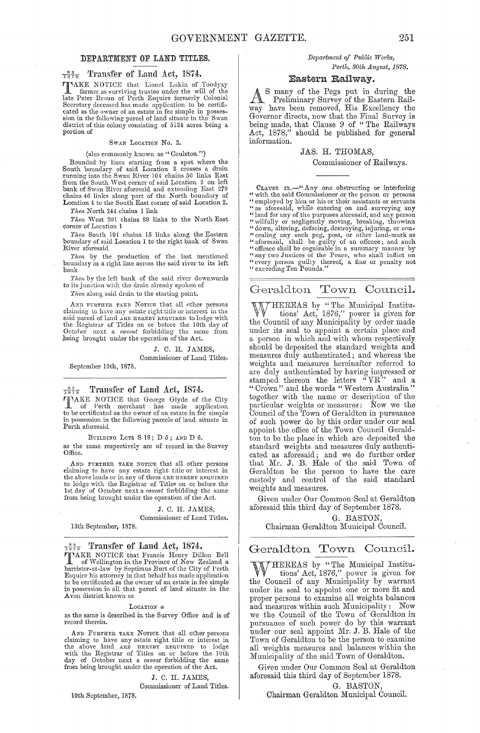## DEPARTMENT OF LAND TITLES.

### $\frac{85}{1878}$ Transfer of Land Act, 1874.

TAKE NOTICE that Lionel Lukin of Toodyay farmer as surviving trustee under the will of the late Peter Broun of Perth Esquire formerly Colonial Secretary deceased has made application to be certificated as the owner of an estate in fee simple in possession in the following parcel of land situate in the Swan district of this colony consisting of 5134 acres being a portion of

SWAN LOCATION No. 2.

(also commonly known as "Coulston.")

Bounded by lines starting from a spot where the South boundary of said Location 2 crosses a drain running into the Swan River 104 chains 50 links East from the South West corner of said Location 2 on left bank of Swan River aforesaid and extending East 279 chains 46 links along part of the North boundary of Location 4 to the South East corner of said Location 2.

*Then* North 244 chains 1 link

*Then* West 201 chains 89 links to the North East corner of Location 1

*Then* South 191 chains 15 links along the Eastern boundary of said Location 1 to the right bank of Swan River aforesaid

*Then* by the production of the last mentioned boundary in a right line across the said river to its left bank

*Then* by the left bank of the said river downwards to its junction with the drain already spoken of

*Then* along said drain to the starting point.

AND FURTHER TAKE NOTICE that all other persons claiming to have any estate right title or interest in the said parcel of land ARE HEREBY REQUIRED to lodge with the Registrar of Titles on or before the 10th day of October next a *caveat* forbidding the same from being brought under the operation of the Act.

J. C. H. JAMES,
Commissioner of Land Titles.

September 19th, 1878.

---

### $\frac{87}{1878}$ Transfer of Land Act, 1874.

TAKE NOTICE that George Glyde of the City of Perth merchant has made application to be certificated as the owner of an estate in fee simple in possession in the following parcels of land situate in Perth aforesaid

BUILDING LOTS S 18; D 5; AND D 6.

as the same respectively are of record in the Survey Office.

AND FURTHER TAKE NOTICE that all other persons claiming to have any estate right title or interest in the above lands or in any of them ARE HEREBY REQUIRED to lodge with the Registrar of Titles on or before the 1st day of October next a *caveat* forbidding the same from being brought under the operation of the Act.

J. C. H. JAMES,
Commissioner of Land Titles.

13th September, 1878.

---

### $\frac{89}{1878}$ Transfer of Land Act, 1874.

TAKE NOTICE that Francis Henry Dillon Bell of Wellington in the Province of New Zealand a barrister-at-law by Septimus Burt of the City of Perth Esquire his attorney in that behalf has made application to be certificated as the owner of an estate in fee simple in possession in all that parcel of land situate in the Avon district known as

LOCATION *a*

as the same is described in the Survey Office and is of record therein.

AND FURTHER TAKE NOTICE that all other persons claiming to have any estate right title or interest in the above land ARE HEREBY REQUIRED to lodge with the Registrar of Titles on or before the 10th day of October next a *caveat* forbidding the same from being brought under the operation of the Act.

J. C. H. JAMES,
Commissioner of Land Titles.

19th September, 1878.

---

*Department of Public Works,*
*Perth, 30th August, 1878.*

## Eastern Railway.

AS many of the Pegs put in during the Preliminary Survey of the Eastern Railway have been removed, His Excellency the Governor directs, now that the Final Survey is being made, that Clause 9 of "The Railways Act, 1878," should be published for general information.

JAS. H. THOMAS,
Commissioner of Railways.

CLAUSE IX.—"Any one obstructing or interfering "with the said Commissioner or the person or persons "employed by him or his or their assistants or servants "as aforesaid, while entering on and surveying any "land for any of the purposes aforesaid, and any person "wilfully or negligently moving, breaking, throwinn "down, altering, defacing, destroying, injuring, or con- "cealing any such peg, post, or other land-mark as "aforesaid, shall be guilty of an offence; and such "offence shall be cognizable in a summary manner by "any two Justices of the Peace, who shall inflict on "every person guilty thereof, a fine or penalty not "exceeding Ten Pounds."

---

## Geraldton Town Council.

WHEREAS by "The Municipal Institutions' Act, 1876," power is given for the Council of any Municipality by order made under its seal to appoint a certain place and a person in which and with whom respectively should be deposited the standard weights and measures duly authenticated; and whereas the weights and measures hereinafter referred to are duly authenticated by having impressed or stamped thereon the letters "VR" and a "Crown" and the words "Western Australia" together with the name or description of the particular weights or measures: Now we the Council of the Town of Geraldton in pursuance of such power do by this order under our seal appoint the office of the Town Council Geraldton to be the place in which are deposited the standard weights and measures duly authenticated as aforesaid; and we do further order that Mr. J. B. Hale of the said Town of Geraldton be the person to have the care custody and control of the said standard weights and measures.

Given under Our Common Seal at Geraldton aforesaid this third day of September 1878.

G. BASTON,
Chairman Geraldton Municipal Council.

---

## Geraldton Town Council.

WHEREAS by "The Municipal Institutions' Act, 1876," power is given for the Council of any Municipality by warrant under its seal to appoint one or more fit and proper persons to examine all weights balances and measures within such Municipality: Now we the Council of the Town of Geraldton in pursuance of such power do by this warrant under our seal appoint Mr. J. B. Hale of the Town of Geraldton to be the person to examine all weights measures and balances within the Municipality of the said Town of Geraldton.

Given under Our Common Seal at Geraldton aforesaid this third day of September 1878.

G. BASTON,
Chairman Geraldton Municipal Council.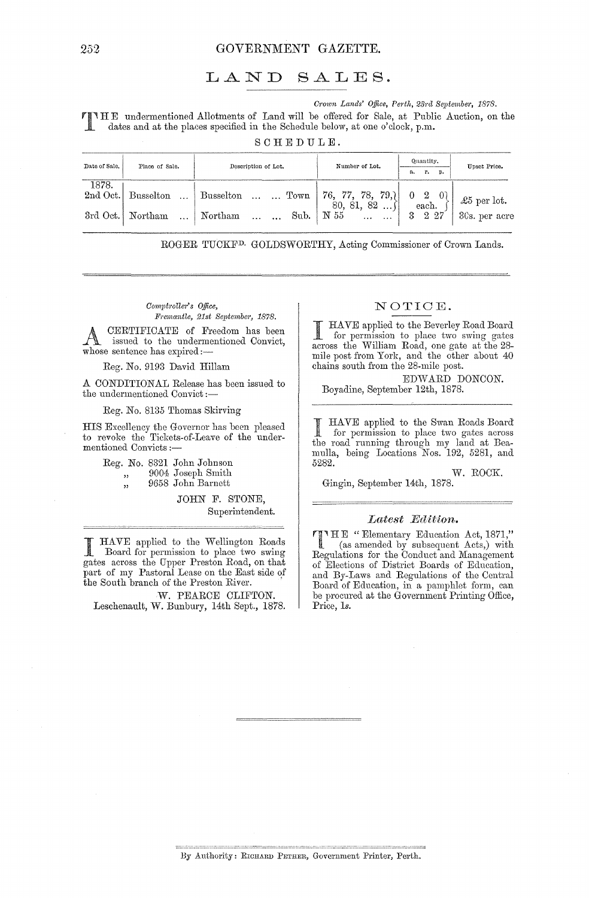# LAND SALES.

*Crown Lands' Office, Perth, 23rd September, 1878.*

THE undermentioned Allotments of Land will be offered for Sale, at Public Auction, on the dates and at the places specified in the Schedule below, at one o'clock, p.m.

SCHEDULE.

| Date of Sale. | Place of Sale. | Description of Lot. | Number of Lot. | Quantity. a. r. p. | Upset Price. |
|---|---|---|---|---|---|
| 1878. 2nd Oct. | Busselton ... | Busselton ... ... Town | 76, 77, 78, 79, 80, 81, 82 ... | 0 2 0 each. | £5 per lot. |
| 3rd Oct. | Northam ... | Northam ... ... Sub. | N 55 ... ... | 3 2 27 | 30s. per acre |

ROGER TUCKF<sup>D.</sup> GOLDSWORTHY, Acting Commissioner of Crown Lands.

---

*Comptroller's Office,*
*Fremantle, 21st September, 1878.*

A CERTIFICATE of Freedom has been issued to the undermentioned Convict, whose sentence has expired:—

Reg. No. 9193 David Hillam

A CONDITIONAL Release has been issued to the undermentioned Convict:—

Reg. No. 8135 Thomas Skirving

HIS Excellency the Governor has been pleased to revoke the Tickets-of-Leave of the undermentioned Convicts:—

Reg. No. 8321 John Johnson
" 9004 Joseph Smith
" 9658 John Barnett

JOHN F. STONE,
Superintendent.

---

I HAVE applied to the Wellington Roads Board for permission to place two swing gates across the Upper Preston Road, on that part of my Pastoral Lease on the East side of the South branch of the Preston River.

W. PEARCE CLIFTON.
Leschenault, W. Bunbury, 14th Sept., 1878.

---

## NOTICE.

I HAVE applied to the Beverley Road Board for permission to place two swing gates across the William Road, one gate at the 28-mile post from York, and the other about 40 chains south from the 28-mile post.

EDWARD DONCON.
Boyadine, September 12th, 1878.

---

I HAVE applied to the Swan Roads Board for permission to place two gates across the road running through my land at Beamulla, being Locations Nos. 192, 5281, and 5282.

W. ROCK.
Gingin, September 14th, 1878.

---

### *Latest Edition.*

THE "Elementary Education Act, 1871," (as amended by subsequent Acts,) with Regulations for the Conduct and Management of Elections of District Boards of Education, and By-Laws and Regulations of the Central Board of Education, in a pamphlet form, can be procured at the Government Printing Office, Price, 1s.

---

By Authority: RICHARD PETHER, Government Printer, Perth.